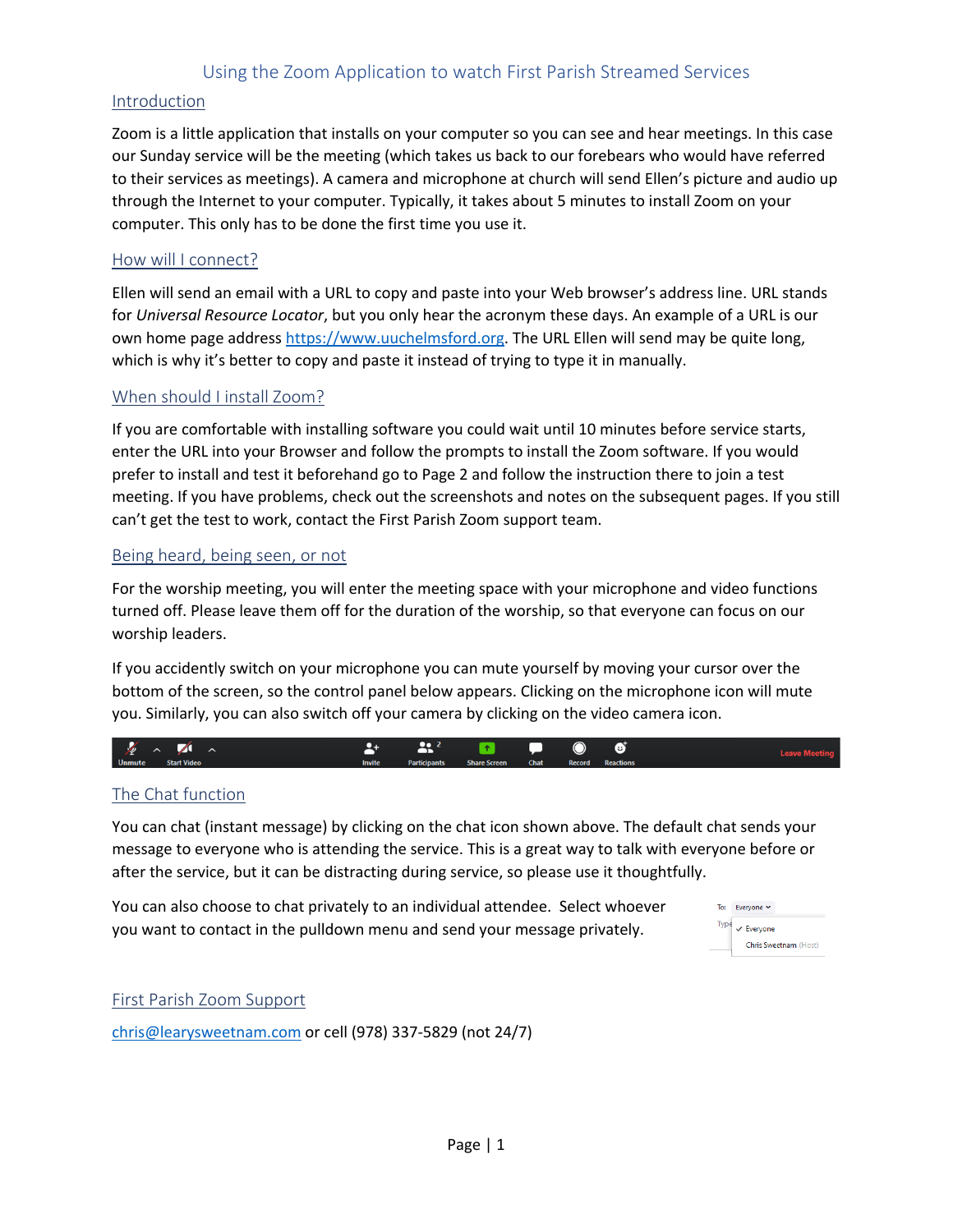# Using the Zoom Application to watch First Parish Streamed Services

## Introduction

Zoom is a little application that installs on your computer so you can see and hear meetings. In this case our Sunday service will be the meeting (which takes us back to our forebears who would have referred to their services as meetings). A camera and microphone at church will send Ellen's picture and audio up through the Internet to your computer. Typically, it takes about 5 minutes to install Zoom on your computer. This only has to be done the first time you use it.

## How will I connect?

Ellen will send an email with a URL to copy and paste into your Web browser's address line. URL stands for *Universal Resource Locator*, but you only hear the acronym these days. An example of a URL is our own home page address [https://www.uuchelmsford.org](https://www.uuchelmsford.org). The URL Ellen will send may be quite long, which is why it's better to copy and paste it instead of trying to type it in manually.

## When should I install Zoom?

If you are comfortable with installing software you could wait until 10 minutes before service starts, enter the URL into your Browser and follow the prompts to install the Zoom software. If you would prefer to install and test it beforehand go to Page 2 and follow the instruction there to join a test meeting. If you have problems, check out the screenshots and notes on the subsequent pages. If you still can't get the test to work, contact the First Parish Zoom support team.

## Being heard, being seen, or not

For the worship meeting, you will enter the meeting space with your microphone and video functions turned off. Please leave them off for the duration of the worship, so that everyone can focus on our worship leaders.

If you accidently switch on your microphone you can mute yourself by moving your cursor over the bottom of the screen, so the control panel below appears. Clicking on the microphone icon will mute you. Similarly, you can also switch off your camera by clicking on the video camera icon.

Unmute | Start Video | Invite | Participants | Share Screen | Chat | Record | Reactions | Leave Meeting

## The Chat function

You can chat (instant message) by clicking on the chat icon shown above. The default chat sends your message to everyone who is attending the service. This is a great way to talk with everyone before or after the service, but it can be distracting during service, so please use it thoughtfully.

You can also choose to chat privately to an individual attendee. Select whoever you want to contact in the pulldown menu and send your message privately.

To: Everyone
✓ Everyone
Chris Sweetnam (Host)

## First Parish Zoom Support

[chris@learysweetnam.com](mailto:chris@learysweetnam.com) or cell (978) 337-5829 (not 24/7)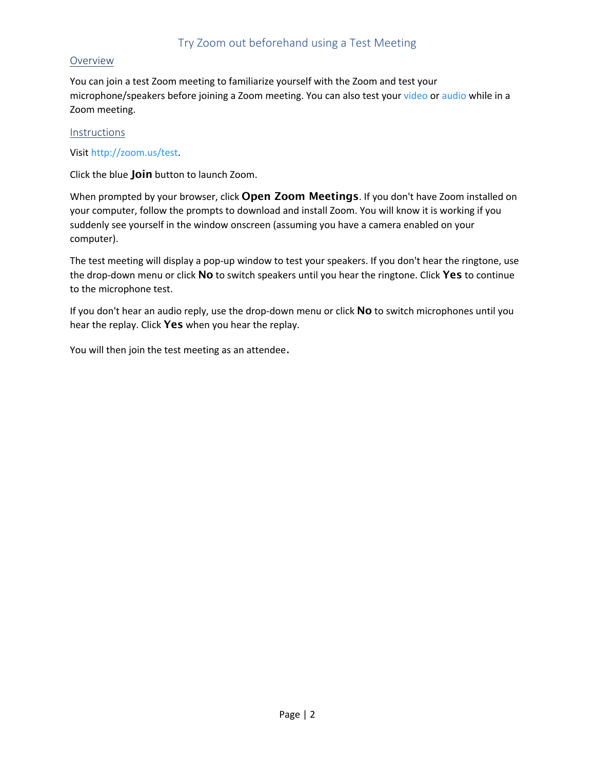# Try Zoom out beforehand using a Test Meeting

## Overview

You can join a test Zoom meeting to familiarize yourself with the Zoom and test your microphone/speakers before joining a Zoom meeting. You can also test your video or audio while in a Zoom meeting.

## Instructions

Visit http://zoom.us/test.

Click the blue **Join** button to launch Zoom.

When prompted by your browser, click **Open Zoom Meetings**. If you don't have Zoom installed on your computer, follow the prompts to download and install Zoom. You will know it is working if you suddenly see yourself in the window onscreen (assuming you have a camera enabled on your computer).

The test meeting will display a pop-up window to test your speakers. If you don't hear the ringtone, use the drop-down menu or click **No** to switch speakers until you hear the ringtone. Click **Yes** to continue to the microphone test.

If you don't hear an audio reply, use the drop-down menu or click **No** to switch microphones until you hear the replay. Click **Yes** when you hear the replay.

You will then join the test meeting as an attendee.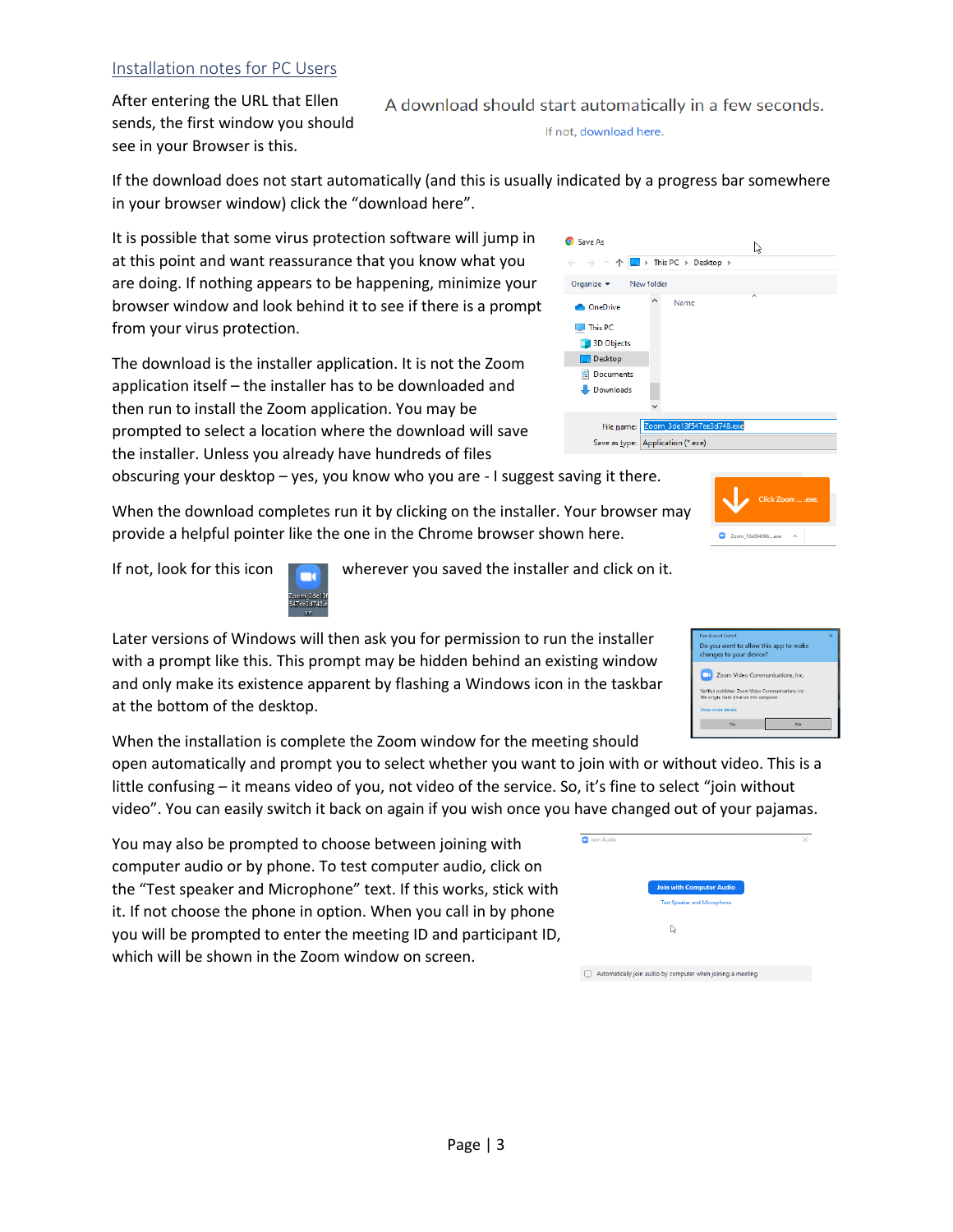## Installation notes for PC Users

After entering the URL that Ellen sends, the first window you should see in your Browser is this.

A download should start automatically in a few seconds.

If not, download here.

If the download does not start automatically (and this is usually indicated by a progress bar somewhere in your browser window) click the "download here".

It is possible that some virus protection software will jump in at this point and want reassurance that you know what you are doing. If nothing appears to be happening, minimize your browser window and look behind it to see if there is a prompt from your virus protection.

The download is the installer application. It is not the Zoom application itself – the installer has to be downloaded and then run to install the Zoom application. You may be prompted to select a location where the download will save the installer. Unless you already have hundreds of files obscuring your desktop – yes, you know who you are - I suggest saving it there.

When the download completes run it by clicking on the installer. Your browser may provide a helpful pointer like the one in the Chrome browser shown here.

If not, look for this icon wherever you saved the installer and click on it.

Later versions of Windows will then ask you for permission to run the installer with a prompt like this. This prompt may be hidden behind an existing window and only make its existence apparent by flashing a Windows icon in the taskbar at the bottom of the desktop.

When the installation is complete the Zoom window for the meeting should open automatically and prompt you to select whether you want to join with or without video. This is a little confusing – it means video of you, not video of the service. So, it's fine to select "join without video". You can easily switch it back on again if you wish once you have changed out of your pajamas.

You may also be prompted to choose between joining with computer audio or by phone. To test computer audio, click on the "Test speaker and Microphone" text. If this works, stick with it. If not choose the phone in option. When you call in by phone you will be prompted to enter the meeting ID and participant ID, which will be shown in the Zoom window on screen.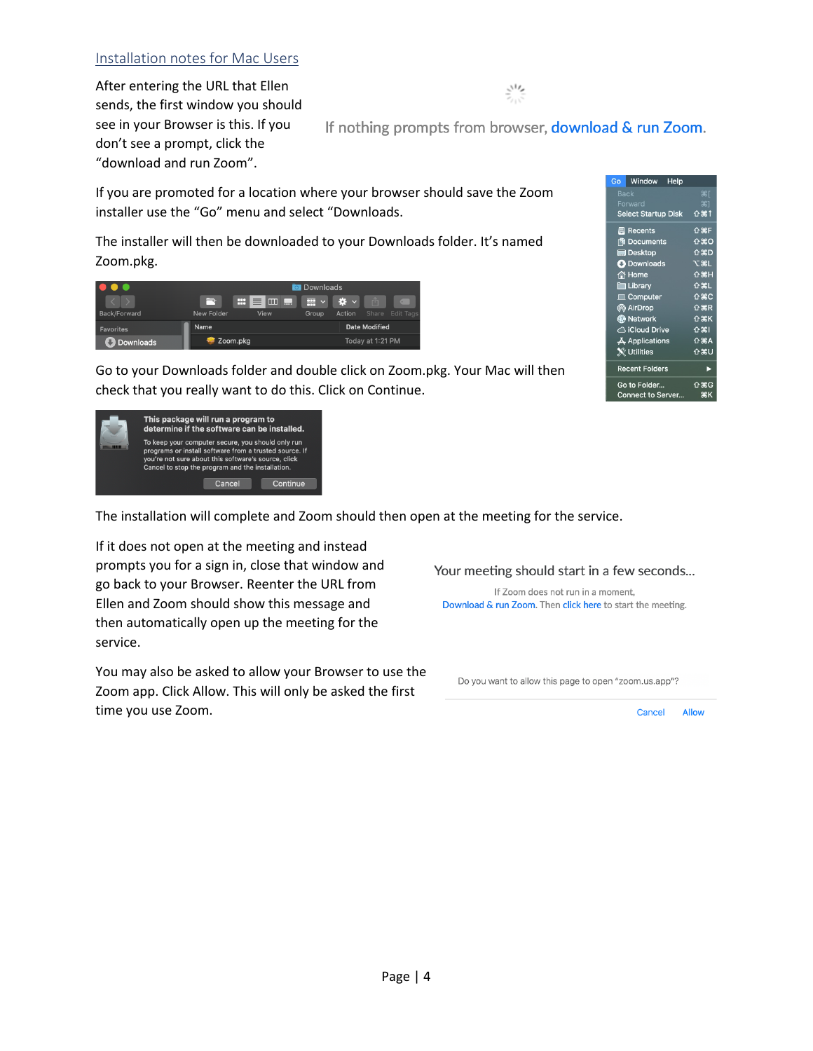## Installation notes for Mac Users

After entering the URL that Ellen sends, the first window you should see in your Browser is this. If you don't see a prompt, click the "download and run Zoom".

If nothing prompts from browser, download & run Zoom.

If you are promoted for a location where your browser should save the Zoom installer use the "Go" menu and select "Downloads.

The installer will then be downloaded to your Downloads folder. It's named Zoom.pkg.

Go to your Downloads folder and double click on Zoom.pkg. Your Mac will then check that you really want to do this. Click on Continue.

The installation will complete and Zoom should then open at the meeting for the service.

If it does not open at the meeting and instead prompts you for a sign in, close that window and go back to your Browser. Reenter the URL from Ellen and Zoom should show this message and then automatically open up the meeting for the service.

Your meeting should start in a few seconds...

If Zoom does not run in a moment, Download & run Zoom. Then click here to start the meeting.

You may also be asked to allow your Browser to use the Zoom app. Click Allow. This will only be asked the first time you use Zoom.

Do you want to allow this page to open "zoom.us.app"?

Cancel Allow